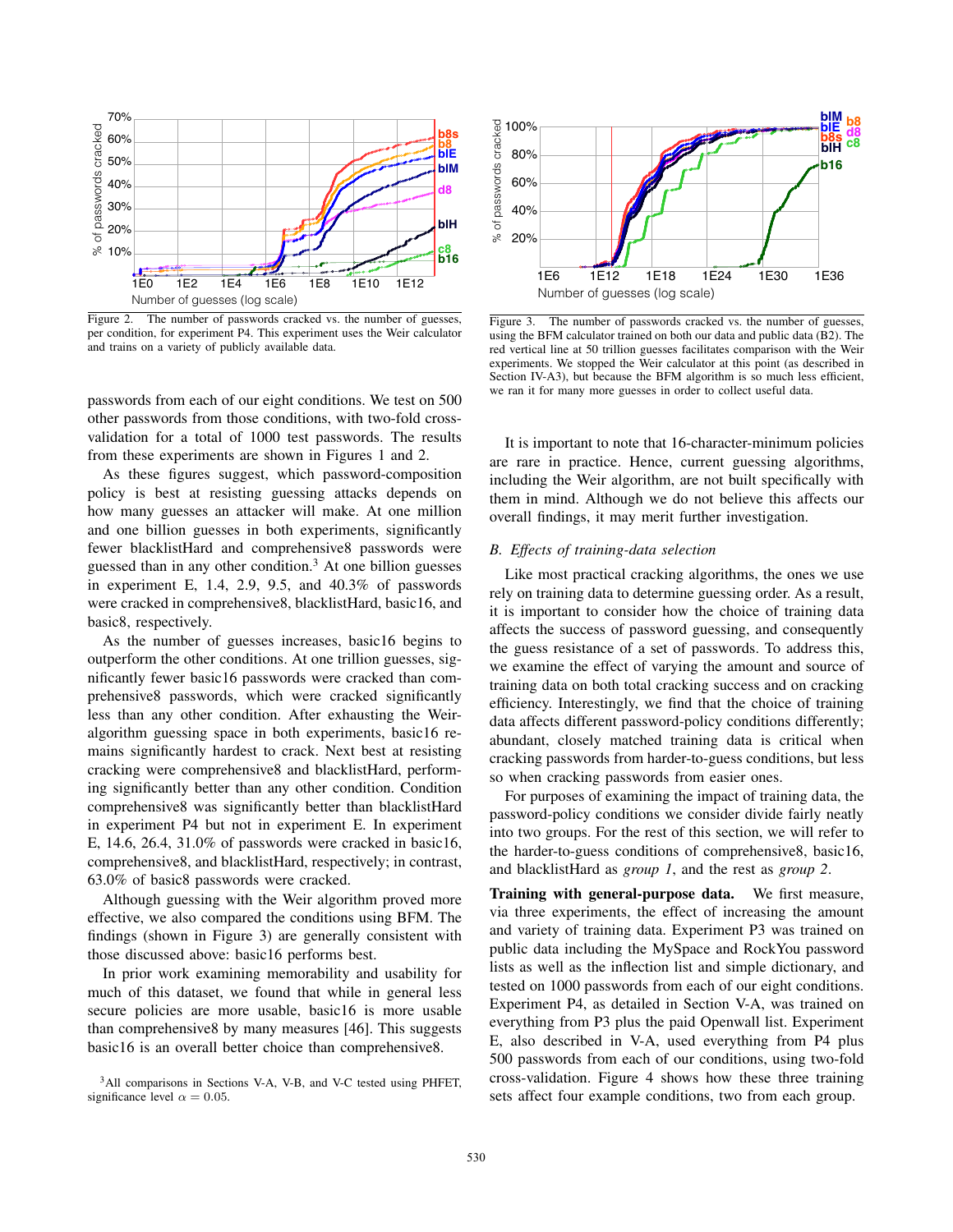Figure 2. The number of passwords cracked vs. the number of guesses, per condition, for experiment P4. This experiment uses the Weir calculator and trains on a variety of publicly available data.

Figure 3. The number of passwords cracked vs. the number of guesses, using the BFM calculator trained on both our data and public data (B2). The red vertical line at 50 trillion guesses facilitates comparison with the Weir experiments. We stopped the Weir calculator at this point (as described in Section IV-A3), but because the BFM algorithm is so much less efficient, we ran it for many more guesses in order to collect useful data.

passwords from each of our eight conditions. We test on 500 other passwords from those conditions, with two-fold cross-validation for a total of 1000 test passwords. The results from these experiments are shown in Figures 1 and 2.

As these figures suggest, which password-composition policy is best at resisting guessing attacks depends on how many guesses an attacker will make. At one million and one billion guesses in both experiments, significantly fewer blacklistHard and comprehensive8 passwords were guessed than in any other condition.[3] At one billion guesses in experiment E, 1.4, 2.9, 9.5, and 40.3% of passwords were cracked in comprehensive8, blacklistHard, basic16, and basic8, respectively.

As the number of guesses increases, basic16 begins to outperform the other conditions. At one trillion guesses, significantly fewer basic16 passwords were cracked than comprehensive8 passwords, which were cracked significantly less than any other condition. After exhausting the Weir-algorithm guessing space in both experiments, basic16 remains significantly hardest to crack. Next best at resisting cracking were comprehensive8 and blacklistHard, performing significantly better than any other condition. Condition comprehensive8 was significantly better than blacklistHard in experiment P4 but not in experiment E. In experiment E, 14.6, 26.4, 31.0% of passwords were cracked in basic16, comprehensive8, and blacklistHard, respectively; in contrast, 63.0% of basic8 passwords were cracked.

Although guessing with the Weir algorithm proved more effective, we also compared the conditions using BFM. The findings (shown in Figure 3) are generally consistent with those discussed above: basic16 performs best.

In prior work examining memorability and usability for much of this dataset, we found that while in general less secure policies are more usable, basic16 is more usable than comprehensive8 by many measures [46]. This suggests basic16 is an overall better choice than comprehensive8.

[3]All comparisons in Sections V-A, V-B, and V-C tested using PHFET, significance level $\alpha = 0.05$.

It is important to note that 16-character-minimum policies are rare in practice. Hence, current guessing algorithms, including the Weir algorithm, are not built specifically with them in mind. Although we do not believe this affects our overall findings, it may merit further investigation.

### B. *Effects of training-data selection*

Like most practical cracking algorithms, the ones we use rely on training data to determine guessing order. As a result, it is important to consider how the choice of training data affects the success of password guessing, and consequently the guess resistance of a set of passwords. To address this, we examine the effect of varying the amount and source of training data on both total cracking success and on cracking efficiency. Interestingly, we find that the choice of training data affects different password-policy conditions differently; abundant, closely matched training data is critical when cracking passwords from harder-to-guess conditions, but less so when cracking passwords from easier ones.

For purposes of examining the impact of training data, the password-policy conditions we consider divide fairly neatly into two groups. For the rest of this section, we will refer to the harder-to-guess conditions of comprehensive8, basic16, and blacklistHard as *group 1*, and the rest as *group 2*.

**Training with general-purpose data.** We first measure, via three experiments, the effect of increasing the amount and variety of training data. Experiment P3 was trained on public data including the MySpace and RockYou password lists as well as the inflection list and simple dictionary, and tested on 1000 passwords from each of our eight conditions. Experiment P4, as detailed in Section V-A, was trained on everything from P3 plus the paid Openwall list. Experiment E, also described in V-A, used everything from P4 plus 500 passwords from each of our conditions, using two-fold cross-validation. Figure 4 shows how these three training sets affect four example conditions, two from each group.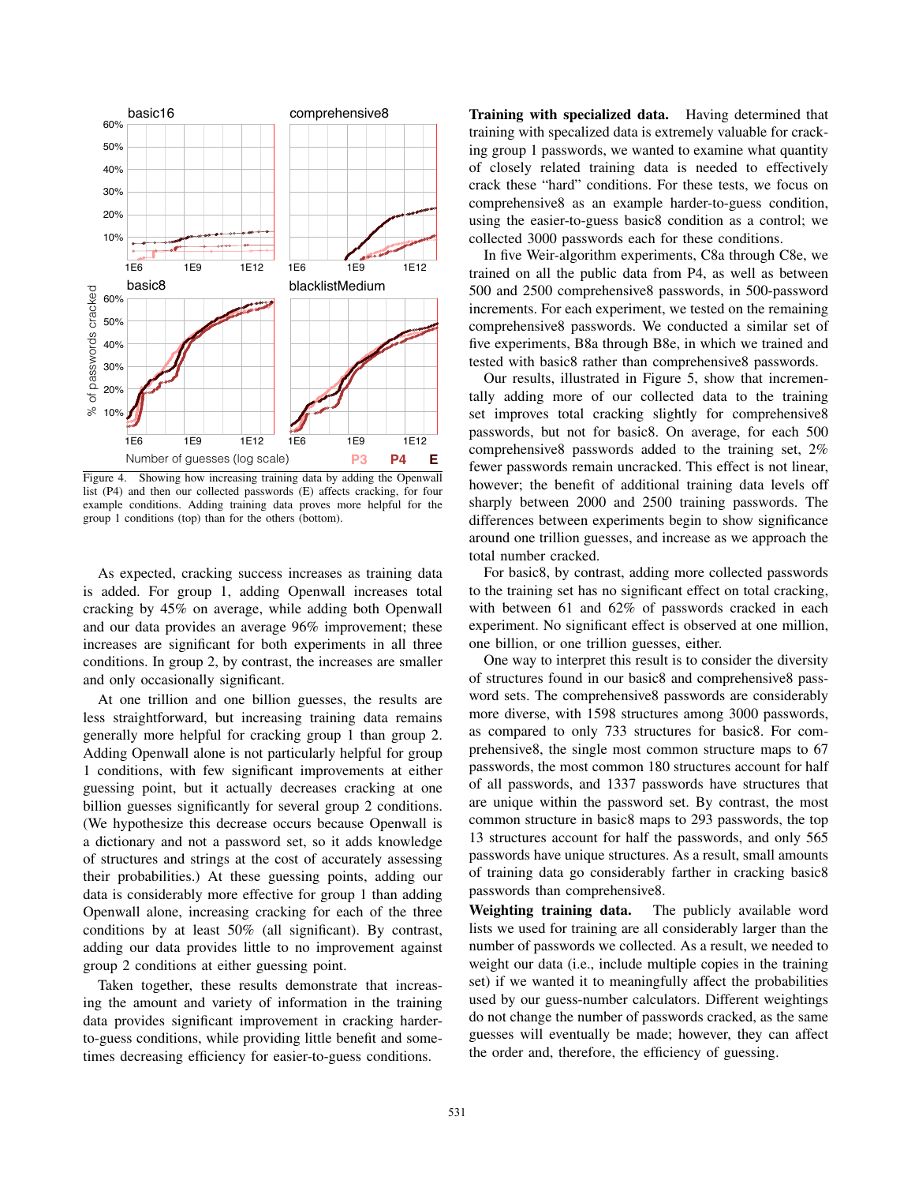Figure 4. Showing how increasing training data by adding the Openwall list (P4) and then our collected passwords (E) affects cracking, for four example conditions. Adding training data proves more helpful for the group 1 conditions (top) than for the others (bottom).

As expected, cracking success increases as training data is added. For group 1, adding Openwall increases total cracking by 45% on average, while adding both Openwall and our data provides an average 96% improvement; these increases are significant for both experiments in all three conditions. In group 2, by contrast, the increases are smaller and only occasionally significant.

At one trillion and one billion guesses, the results are less straightforward, but increasing training data remains generally more helpful for cracking group 1 than group 2. Adding Openwall alone is not particularly helpful for group 1 conditions, with few significant improvements at either guessing point, but it actually decreases cracking at one billion guesses significantly for several group 2 conditions. (We hypothesize this decrease occurs because Openwall is a dictionary and not a password set, so it adds knowledge of structures and strings at the cost of accurately assessing their probabilities.) At these guessing points, adding our data is considerably more effective for group 1 than adding Openwall alone, increasing cracking for each of the three conditions by at least 50% (all significant). By contrast, adding our data provides little to no improvement against group 2 conditions at either guessing point.

Taken together, these results demonstrate that increasing the amount and variety of information in the training data provides significant improvement in cracking harder-to-guess conditions, while providing little benefit and sometimes decreasing efficiency for easier-to-guess conditions.

**Training with specialized data.** Having determined that training with specalized data is extremely valuable for cracking group 1 passwords, we wanted to examine what quantity of closely related training data is needed to effectively crack these "hard" conditions. For these tests, we focus on comprehensive8 as an example harder-to-guess condition, using the easier-to-guess basic8 condition as a control; we collected 3000 passwords each for these conditions.

In five Weir-algorithm experiments, C8a through C8e, we trained on all the public data from P4, as well as between 500 and 2500 comprehensive8 passwords, in 500-password increments. For each experiment, we tested on the remaining comprehensive8 passwords. We conducted a similar set of five experiments, B8a through B8e, in which we trained and tested with basic8 rather than comprehensive8 passwords.

Our results, illustrated in Figure 5, show that incrementally adding more of our collected data to the training set improves total cracking slightly for comprehensive8 passwords, but not for basic8. On average, for each 500 comprehensive8 passwords added to the training set, 2% fewer passwords remain uncracked. This effect is not linear, however; the benefit of additional training data levels off sharply between 2000 and 2500 training passwords. The differences between experiments begin to show significance around one trillion guesses, and increase as we approach the total number cracked.

For basic8, by contrast, adding more collected passwords to the training set has no significant effect on total cracking, with between 61 and 62% of passwords cracked in each experiment. No significant effect is observed at one million, one billion, or one trillion guesses, either.

One way to interpret this result is to consider the diversity of structures found in our basic8 and comprehensive8 password sets. The comprehensive8 passwords are considerably more diverse, with 1598 structures among 3000 passwords, as compared to only 733 structures for basic8. For comprehensive8, the single most common structure maps to 67 passwords, the most common 180 structures account for half of all passwords, and 1337 passwords have structures that are unique within the password set. By contrast, the most common structure in basic8 maps to 293 passwords, the top 13 structures account for half the passwords, and only 565 passwords have unique structures. As a result, small amounts of training data go considerably farther in cracking basic8 passwords than comprehensive8.

**Weighting training data.** The publicly available word lists we used for training are all considerably larger than the number of passwords we collected. As a result, we needed to weight our data (i.e., include multiple copies in the training set) if we wanted it to meaningfully affect the probabilities used by our guess-number calculators. Different weightings do not change the number of passwords cracked, as the same guesses will eventually be made; however, they can affect the order and, therefore, the efficiency of guessing.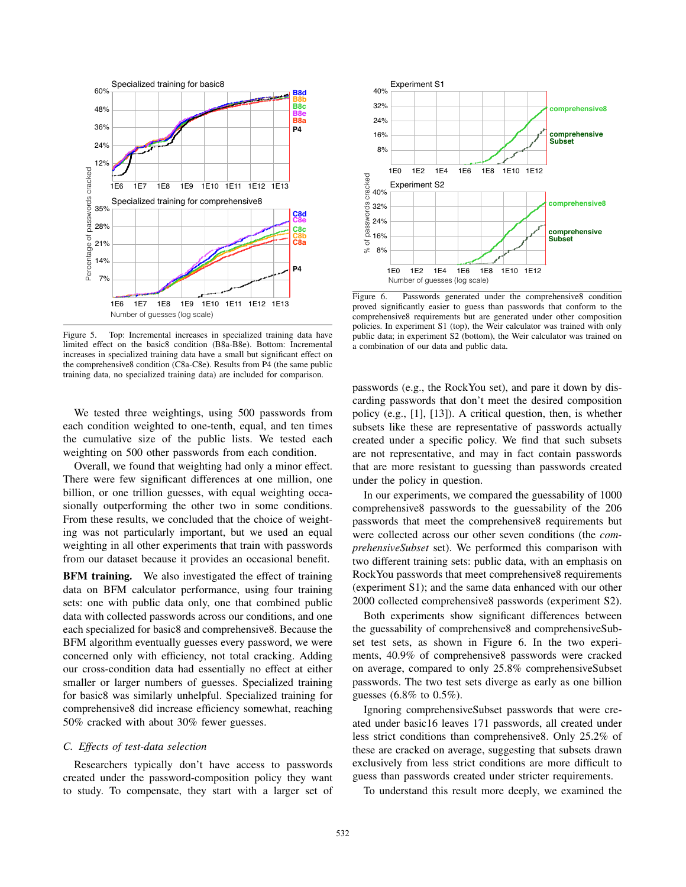Figure 5. Top: Incremental increases in specialized training data have limited effect on the basic8 condition (B8a-B8e). Bottom: Incremental increases in specialized training data have a small but significant effect on the comprehensive8 condition (C8a-C8e). Results from P4 (the same public training data, no specialized training data) are included for comparison.

We tested three weightings, using 500 passwords from each condition weighted to one-tenth, equal, and ten times the cumulative size of the public lists. We tested each weighting on 500 other passwords from each condition.

Overall, we found that weighting had only a minor effect. There were few significant differences at one million, one billion, or one trillion guesses, with equal weighting occasionally outperforming the other two in some conditions. From these results, we concluded that the choice of weighting was not particularly important, but we used an equal weighting in all other experiments that train with passwords from our dataset because it provides an occasional benefit.

**BFM training.** We also investigated the effect of training data on BFM calculator performance, using four training sets: one with public data only, one that combined public data with collected passwords across our conditions, and one each specialized for basic8 and comprehensive8. Because the BFM algorithm eventually guesses every password, we were concerned only with efficiency, not total cracking. Adding our cross-condition data had essentially no effect at either smaller or larger numbers of guesses. Specialized training for basic8 was similarly unhelpful. Specialized training for comprehensive8 did increase efficiency somewhat, reaching 50% cracked with about 30% fewer guesses.

### C. Effects of test-data selection

Researchers typically don't have access to passwords created under the password-composition policy they want to study. To compensate, they start with a larger set of passwords (e.g., the RockYou set), and pare it down by discarding passwords that don't meet the desired composition policy (e.g., [1], [13]). A critical question, then, is whether subsets like these are representative of passwords actually created under a specific policy. We find that such subsets are not representative, and may in fact contain passwords that are more resistant to guessing than passwords created under the policy in question.

Figure 6. Passwords generated under the comprehensive8 condition proved significantly easier to guess than passwords that conform to the comprehensive8 requirements but are generated under other composition policies. In experiment S1 (top), the Weir calculator was trained with only public data; in experiment S2 (bottom), the Weir calculator was trained on a combination of our data and public data.

In our experiments, we compared the guessability of 1000 comprehensive8 passwords to the guessability of the 206 passwords that meet the comprehensive8 requirements but were collected across our other seven conditions (the *comprehensiveSubset* set). We performed this comparison with two different training sets: public data, with an emphasis on RockYou passwords that meet comprehensive8 requirements (experiment S1); and the same data enhanced with our other 2000 collected comprehensive8 passwords (experiment S2).

Both experiments show significant differences between the guessability of comprehensive8 and comprehensiveSubset test sets, as shown in Figure 6. In the two experiments, 40.9% of comprehensive8 passwords were cracked on average, compared to only 25.8% comprehensiveSubset passwords. The two test sets diverge as early as one billion guesses (6.8% to 0.5%).

Ignoring comprehensiveSubset passwords that were created under basic16 leaves 171 passwords, all created under less strict conditions than comprehensive8. Only 25.2% of these are cracked on average, suggesting that subsets drawn exclusively from less strict conditions are more difficult to guess than passwords created under stricter requirements.

To understand this result more deeply, we examined the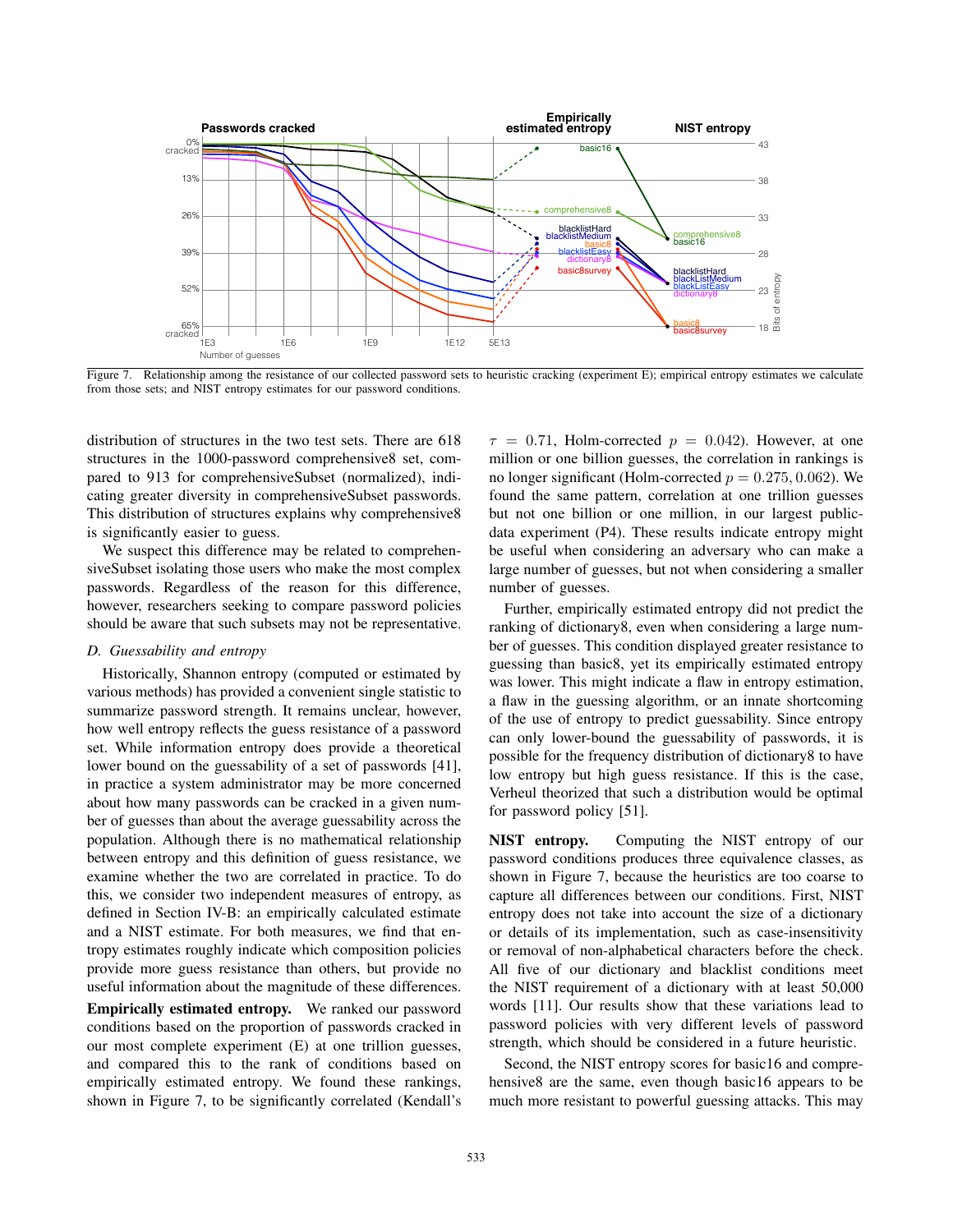Figure 7. Relationship among the resistance of our collected password sets to heuristic cracking (experiment E); empirical entropy estimates we calculate from those sets; and NIST entropy estimates for our password conditions.

distribution of structures in the two test sets. There are 618 structures in the 1000-password comprehensive8 set, compared to 913 for comprehensiveSubset (normalized), indicating greater diversity in comprehensiveSubset passwords. This distribution of structures explains why comprehensive8 is significantly easier to guess.

We suspect this difference may be related to comprehensiveSubset isolating those users who make the most complex passwords. Regardless of the reason for this difference, however, researchers seeking to compare password policies should be aware that such subsets may not be representative.

### D. Guessability and entropy

Historically, Shannon entropy (computed or estimated by various methods) has provided a convenient single statistic to summarize password strength. It remains unclear, however, how well entropy reflects the guess resistance of a password set. While information entropy does provide a theoretical lower bound on the guessability of a set of passwords [41], in practice a system administrator may be more concerned about how many passwords can be cracked in a given number of guesses than about the average guessability across the population. Although there is no mathematical relationship between entropy and this definition of guess resistance, we examine whether the two are correlated in practice. To do this, we consider two independent measures of entropy, as defined in Section IV-B: an empirically calculated estimate and a NIST estimate. For both measures, we find that entropy estimates roughly indicate which composition policies provide more guess resistance than others, but provide no useful information about the magnitude of these differences.

**Empirically estimated entropy.** We ranked our password conditions based on the proportion of passwords cracked in our most complete experiment (E) at one trillion guesses, and compared this to the rank of conditions based on empirically estimated entropy. We found these rankings, shown in Figure 7, to be significantly correlated (Kendall's $\tau = 0.71$, Holm-corrected $p = 0.042$). However, at one million or one billion guesses, the correlation in rankings is no longer significant (Holm-corrected $p = 0.275, 0.062$). We found the same pattern, correlation at one trillion guesses but not one billion or one million, in our largest public-data experiment (P4). These results indicate entropy might be useful when considering an adversary who can make a large number of guesses, but not when considering a smaller number of guesses.

Further, empirically estimated entropy did not predict the ranking of dictionary8, even when considering a large number of guesses. This condition displayed greater resistance to guessing than basic8, yet its empirically estimated entropy was lower. This might indicate a flaw in entropy estimation, a flaw in the guessing algorithm, or an innate shortcoming of the use of entropy to predict guessability. Since entropy can only lower-bound the guessability of passwords, it is possible for the frequency distribution of dictionary8 to have low entropy but high guess resistance. If this is the case, Verheul theorized that such a distribution would be optimal for password policy [51].

**NIST entropy.** Computing the NIST entropy of our password conditions produces three equivalence classes, as shown in Figure 7, because the heuristics are too coarse to capture all differences between our conditions. First, NIST entropy does not take into account the size of a dictionary or details of its implementation, such as case-insensitivity or removal of non-alphabetical characters before the check. All five of our dictionary and blacklist conditions meet the NIST requirement of a dictionary with at least 50,000 words [11]. Our results show that these variations lead to password policies with very different levels of password strength, which should be considered in a future heuristic.

Second, the NIST entropy scores for basic16 and comprehensive8 are the same, even though basic16 appears to be much more resistant to powerful guessing attacks. This may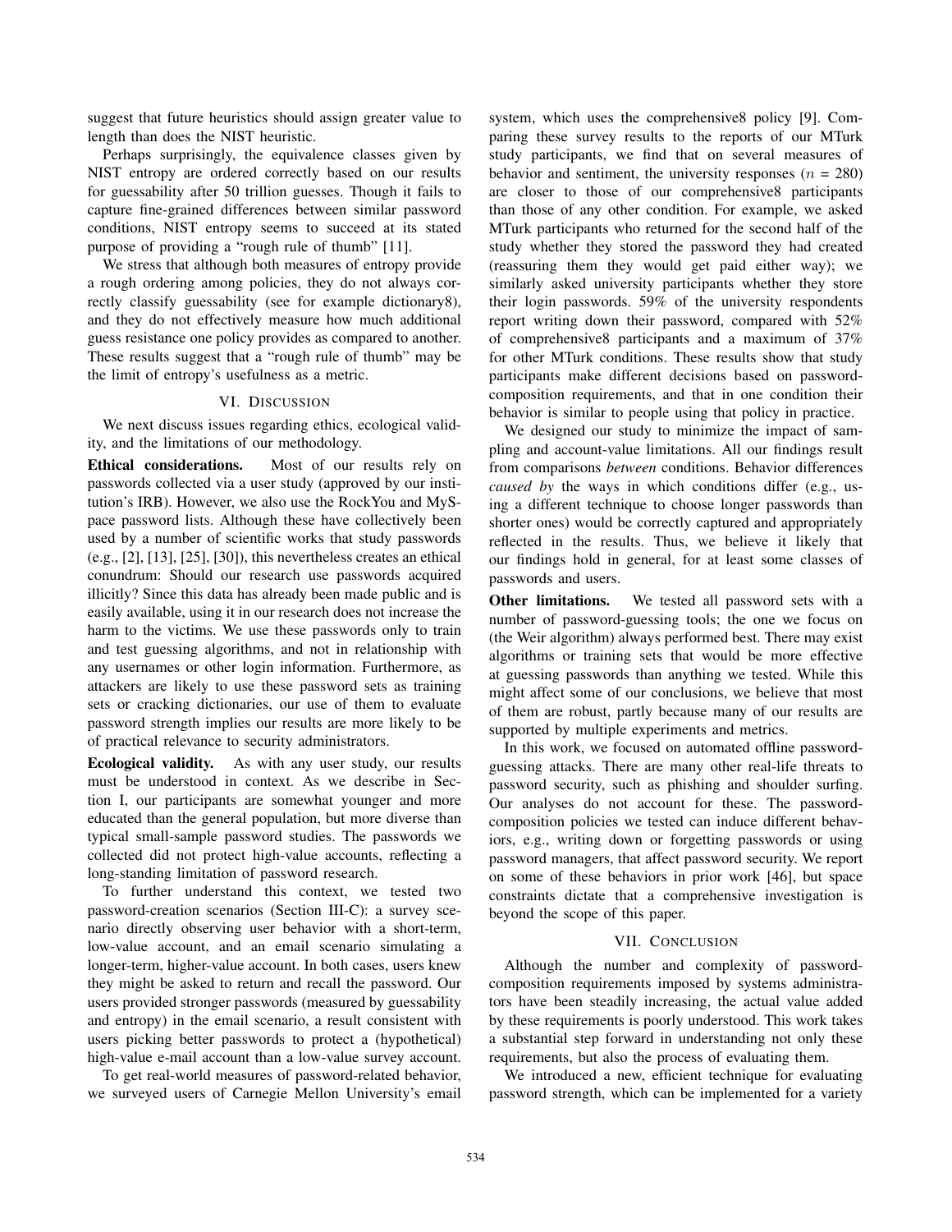suggest that future heuristics should assign greater value to length than does the NIST heuristic.

Perhaps surprisingly, the equivalence classes given by NIST entropy are ordered correctly based on our results for guessability after 50 trillion guesses. Though it fails to capture fine-grained differences between similar password conditions, NIST entropy seems to succeed at its stated purpose of providing a "rough rule of thumb" [11].

We stress that although both measures of entropy provide a rough ordering among policies, they do not always correctly classify guessability (see for example dictionary8), and they do not effectively measure how much additional guess resistance one policy provides as compared to another. These results suggest that a "rough rule of thumb" may be the limit of entropy's usefulness as a metric.

## VI. Discussion

We next discuss issues regarding ethics, ecological validity, and the limitations of our methodology.

**Ethical considerations.** Most of our results rely on passwords collected via a user study (approved by our institution's IRB). However, we also use the RockYou and MySpace password lists. Although these have collectively been used by a number of scientific works that study passwords (e.g., [2], [13], [25], [30]), this nevertheless creates an ethical conundrum: Should our research use passwords acquired illicitly? Since this data has already been made public and is easily available, using it in our research does not increase the harm to the victims. We use these passwords only to train and test guessing algorithms, and not in relationship with any usernames or other login information. Furthermore, as attackers are likely to use these password sets as training sets or cracking dictionaries, our use of them to evaluate password strength implies our results are more likely to be of practical relevance to security administrators.

**Ecological validity.** As with any user study, our results must be understood in context. As we describe in Section I, our participants are somewhat younger and more educated than the general population, but more diverse than typical small-sample password studies. The passwords we collected did not protect high-value accounts, reflecting a long-standing limitation of password research.

To further understand this context, we tested two password-creation scenarios (Section III-C): a survey scenario directly observing user behavior with a short-term, low-value account, and an email scenario simulating a longer-term, higher-value account. In both cases, users knew they might be asked to return and recall the password. Our users provided stronger passwords (measured by guessability and entropy) in the email scenario, a result consistent with users picking better passwords to protect a (hypothetical) high-value e-mail account than a low-value survey account.

To get real-world measures of password-related behavior, we surveyed users of Carnegie Mellon University's email system, which uses the comprehensive8 policy [9]. Comparing these survey results to the reports of our MTurk study participants, we find that on several measures of behavior and sentiment, the university responses ($n$ = 280) are closer to those of our comprehensive8 participants than those of any other condition. For example, we asked MTurk participants who returned for the second half of the study whether they stored the password they had created (reassuring them they would get paid either way); we similarly asked university participants whether they store their login passwords. 59% of the university respondents report writing down their password, compared with 52% of comprehensive8 participants and a maximum of 37% for other MTurk conditions. These results show that study participants make different decisions based on password-composition requirements, and that in one condition their behavior is similar to people using that policy in practice.

We designed our study to minimize the impact of sampling and account-value limitations. All our findings result from comparisons *between* conditions. Behavior differences *caused by* the ways in which conditions differ (e.g., using a different technique to choose longer passwords than shorter ones) would be correctly captured and appropriately reflected in the results. Thus, we believe it likely that our findings hold in general, for at least some classes of passwords and users.

**Other limitations.** We tested all password sets with a number of password-guessing tools; the one we focus on (the Weir algorithm) always performed best. There may exist algorithms or training sets that would be more effective at guessing passwords than anything we tested. While this might affect some of our conclusions, we believe that most of them are robust, partly because many of our results are supported by multiple experiments and metrics.

In this work, we focused on automated offline password-guessing attacks. There are many other real-life threats to password security, such as phishing and shoulder surfing. Our analyses do not account for these. The password-composition policies we tested can induce different behaviors, e.g., writing down or forgetting passwords or using password managers, that affect password security. We report on some of these behaviors in prior work [46], but space constraints dictate that a comprehensive investigation is beyond the scope of this paper.

## VII. Conclusion

Although the number and complexity of password-composition requirements imposed by systems administrators have been steadily increasing, the actual value added by these requirements is poorly understood. This work takes a substantial step forward in understanding not only these requirements, but also the process of evaluating them.

We introduced a new, efficient technique for evaluating password strength, which can be implemented for a variety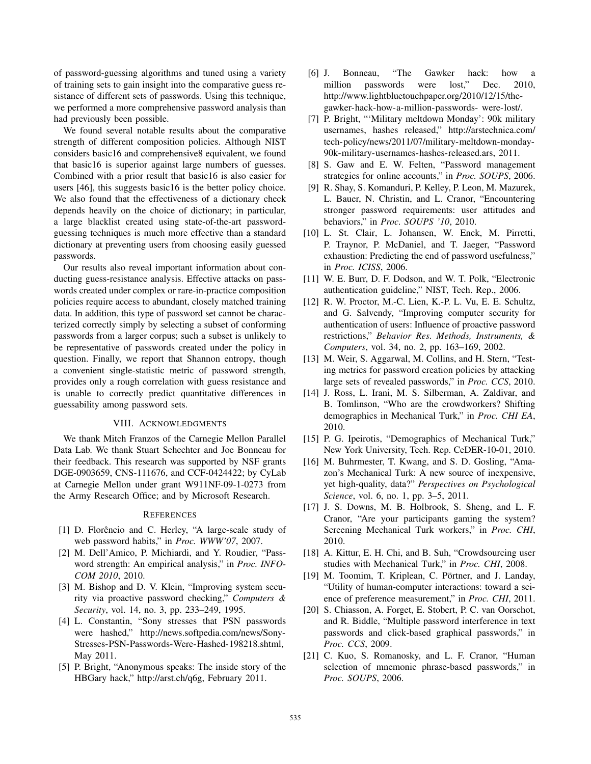of password-guessing algorithms and tuned using a variety of training sets to gain insight into the comparative guess resistance of different sets of passwords. Using this technique, we performed a more comprehensive password analysis than had previously been possible.

We found several notable results about the comparative strength of different composition policies. Although NIST considers basic16 and comprehensive8 equivalent, we found that basic16 is superior against large numbers of guesses. Combined with a prior result that basic16 is also easier for users [46], this suggests basic16 is the better policy choice. We also found that the effectiveness of a dictionary check depends heavily on the choice of dictionary; in particular, a large blacklist created using state-of-the-art password-guessing techniques is much more effective than a standard dictionary at preventing users from choosing easily guessed passwords.

Our results also reveal important information about conducting guess-resistance analysis. Effective attacks on passwords created under complex or rare-in-practice composition policies require access to abundant, closely matched training data. In addition, this type of password set cannot be characterized correctly simply by selecting a subset of conforming passwords from a larger corpus; such a subset is unlikely to be representative of passwords created under the policy in question. Finally, we report that Shannon entropy, though a convenient single-statistic metric of password strength, provides only a rough correlation with guess resistance and is unable to correctly predict quantitative differences in guessability among password sets.

## VIII. Acknowledgments

We thank Mitch Franzos of the Carnegie Mellon Parallel Data Lab. We thank Stuart Schechter and Joe Bonneau for their feedback. This research was supported by NSF grants DGE-0903659, CNS-111676, and CCF-0424422; by CyLab at Carnegie Mellon under grant W911NF-09-1-0273 from the Army Research Office; and by Microsoft Research.

## References

[1] D. Florêncio and C. Herley, "A large-scale study of web password habits," in *Proc. WWW'07*, 2007.

[2] M. Dell'Amico, P. Michiardi, and Y. Roudier, "Password strength: An empirical analysis," in *Proc. INFOCOM 2010*, 2010.

[3] M. Bishop and D. V. Klein, "Improving system security via proactive password checking," *Computers & Security*, vol. 14, no. 3, pp. 233–249, 1995.

[4] L. Constantin, "Sony stresses that PSN passwords were hashed," http://news.softpedia.com/news/Sony-Stresses-PSN-Passwords-Were-Hashed-198218.shtml, May 2011.

[5] P. Bright, "Anonymous speaks: The inside story of the HBGary hack," http://arst.ch/q6g, February 2011.

[6] J. Bonneau, "The Gawker hack: how a million passwords were lost," Dec. 2010, http://www.lightbluetouchpaper.org/2010/12/15/the-gawker-hack-how-a-million-passwords- were-lost/.

[7] P. Bright, "'Military meltdown Monday': 90k military usernames, hashes released," http://arstechnica.com/tech-policy/news/2011/07/military-meltdown-monday-90k-military-usernames-hashes-released.ars, 2011.

[8] S. Gaw and E. W. Felten, "Password management strategies for online accounts," in *Proc. SOUPS*, 2006.

[9] R. Shay, S. Komanduri, P. Kelley, P. Leon, M. Mazurek, L. Bauer, N. Christin, and L. Cranor, "Encountering stronger password requirements: user attitudes and behaviors," in *Proc. SOUPS '10*, 2010.

[10] L. St. Clair, L. Johansen, W. Enck, M. Pirretti, P. Traynor, P. McDaniel, and T. Jaeger, "Password exhaustion: Predicting the end of password usefulness," in *Proc. ICISS*, 2006.

[11] W. E. Burr, D. F. Dodson, and W. T. Polk, "Electronic authentication guideline," NIST, Tech. Rep., 2006.

[12] R. W. Proctor, M.-C. Lien, K.-P. L. Vu, E. E. Schultz, and G. Salvendy, "Improving computer security for authentication of users: Influence of proactive password restrictions," *Behavior Res. Methods, Instruments, & Computers*, vol. 34, no. 2, pp. 163–169, 2002.

[13] M. Weir, S. Aggarwal, M. Collins, and H. Stern, "Testing metrics for password creation policies by attacking large sets of revealed passwords," in *Proc. CCS*, 2010.

[14] J. Ross, L. Irani, M. S. Silberman, A. Zaldivar, and B. Tomlinson, "Who are the crowdworkers? Shifting demographics in Mechanical Turk," in *Proc. CHI EA*, 2010.

[15] P. G. Ipeirotis, "Demographics of Mechanical Turk," New York University, Tech. Rep. CeDER-10-01, 2010.

[16] M. Buhrmester, T. Kwang, and S. D. Gosling, "Amazon's Mechanical Turk: A new source of inexpensive, yet high-quality, data?" *Perspectives on Psychological Science*, vol. 6, no. 1, pp. 3–5, 2011.

[17] J. S. Downs, M. B. Holbrook, S. Sheng, and L. F. Cranor, "Are your participants gaming the system? Screening Mechanical Turk workers," in *Proc. CHI*, 2010.

[18] A. Kittur, E. H. Chi, and B. Suh, "Crowdsourcing user studies with Mechanical Turk," in *Proc. CHI*, 2008.

[19] M. Toomim, T. Kriplean, C. Pörtner, and J. Landay, "Utility of human-computer interactions: toward a science of preference measurement," in *Proc. CHI*, 2011.

[20] S. Chiasson, A. Forget, E. Stobert, P. C. van Oorschot, and R. Biddle, "Multiple password interference in text passwords and click-based graphical passwords," in *Proc. CCS*, 2009.

[21] C. Kuo, S. Romanosky, and L. F. Cranor, "Human selection of mnemonic phrase-based passwords," in *Proc. SOUPS*, 2006.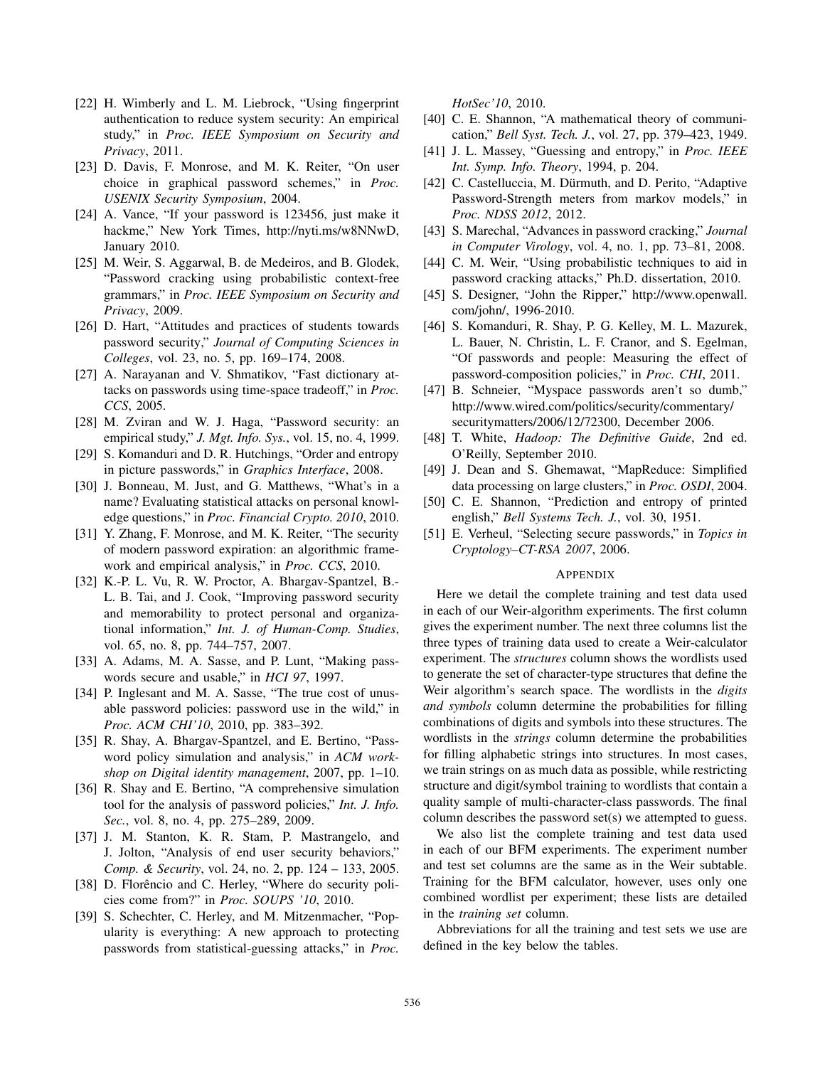[22] H. Wimberly and L. M. Liebrock, "Using fingerprint authentication to reduce system security: An empirical study," in *Proc. IEEE Symposium on Security and Privacy*, 2011.

[23] D. Davis, F. Monrose, and M. K. Reiter, "On user choice in graphical password schemes," in *Proc. USENIX Security Symposium*, 2004.

[24] A. Vance, "If your password is 123456, just make it hackme," New York Times, http://nyti.ms/w8NNwD, January 2010.

[25] M. Weir, S. Aggarwal, B. de Medeiros, and B. Glodek, "Password cracking using probabilistic context-free grammars," in *Proc. IEEE Symposium on Security and Privacy*, 2009.

[26] D. Hart, "Attitudes and practices of students towards password security," *Journal of Computing Sciences in Colleges*, vol. 23, no. 5, pp. 169–174, 2008.

[27] A. Narayanan and V. Shmatikov, "Fast dictionary attacks on passwords using time-space tradeoff," in *Proc. CCS*, 2005.

[28] M. Zviran and W. J. Haga, "Password security: an empirical study," *J. Mgt. Info. Sys.*, vol. 15, no. 4, 1999.

[29] S. Komanduri and D. R. Hutchings, "Order and entropy in picture passwords," in *Graphics Interface*, 2008.

[30] J. Bonneau, M. Just, and G. Matthews, "What's in a name? Evaluating statistical attacks on personal knowledge questions," in *Proc. Financial Crypto. 2010*, 2010.

[31] Y. Zhang, F. Monrose, and M. K. Reiter, "The security of modern password expiration: an algorithmic framework and empirical analysis," in *Proc. CCS*, 2010.

[32] K.-P. L. Vu, R. W. Proctor, A. Bhargav-Spantzel, B.-L. B. Tai, and J. Cook, "Improving password security and memorability to protect personal and organizational information," *Int. J. of Human-Comp. Studies*, vol. 65, no. 8, pp. 744–757, 2007.

[33] A. Adams, M. A. Sasse, and P. Lunt, "Making passwords secure and usable," in *HCI 97*, 1997.

[34] P. Inglesant and M. A. Sasse, "The true cost of unusable password policies: password use in the wild," in *Proc. ACM CHI'10*, 2010, pp. 383–392.

[35] R. Shay, A. Bhargav-Spantzel, and E. Bertino, "Password policy simulation and analysis," in *ACM workshop on Digital identity management*, 2007, pp. 1–10.

[36] R. Shay and E. Bertino, "A comprehensive simulation tool for the analysis of password policies," *Int. J. Info. Sec.*, vol. 8, no. 4, pp. 275–289, 2009.

[37] J. M. Stanton, K. R. Stam, P. Mastrangelo, and J. Jolton, "Analysis of end user security behaviors," *Comp. & Security*, vol. 24, no. 2, pp. 124 – 133, 2005.

[38] D. Florêncio and C. Herley, "Where do security policies come from?" in *Proc. SOUPS '10*, 2010.

[39] S. Schechter, C. Herley, and M. Mitzenmacher, "Popularity is everything: A new approach to protecting passwords from statistical-guessing attacks," in *Proc. HotSec'10*, 2010.

[40] C. E. Shannon, "A mathematical theory of communication," *Bell Syst. Tech. J.*, vol. 27, pp. 379–423, 1949.

[41] J. L. Massey, "Guessing and entropy," in *Proc. IEEE Int. Symp. Info. Theory*, 1994, p. 204.

[42] C. Castelluccia, M. Dürmuth, and D. Perito, "Adaptive Password-Strength meters from markov models," in *Proc. NDSS 2012*, 2012.

[43] S. Marechal, "Advances in password cracking," *Journal in Computer Virology*, vol. 4, no. 1, pp. 73–81, 2008.

[44] C. M. Weir, "Using probabilistic techniques to aid in password cracking attacks," Ph.D. dissertation, 2010.

[45] S. Designer, "John the Ripper," http://www.openwall.com/john/, 1996-2010.

[46] S. Komanduri, R. Shay, P. G. Kelley, M. L. Mazurek, L. Bauer, N. Christin, L. F. Cranor, and S. Egelman, "Of passwords and people: Measuring the effect of password-composition policies," in *Proc. CHI*, 2011.

[47] B. Schneier, "Myspace passwords aren't so dumb," http://www.wired.com/politics/security/commentary/securitymatters/2006/12/72300, December 2006.

[48] T. White, *Hadoop: The Definitive Guide*, 2nd ed. O'Reilly, September 2010.

[49] J. Dean and S. Ghemawat, "MapReduce: Simplified data processing on large clusters," in *Proc. OSDI*, 2004.

[50] C. E. Shannon, "Prediction and entropy of printed english," *Bell Systems Tech. J.*, vol. 30, 1951.

[51] E. Verheul, "Selecting secure passwords," in *Topics in Cryptology–CT-RSA 2007*, 2006.

## Appendix

Here we detail the complete training and test data used in each of our Weir-algorithm experiments. The first column gives the experiment number. The next three columns list the three types of training data used to create a Weir-calculator experiment. The *structures* column shows the wordlists used to generate the set of character-type structures that define the Weir algorithm's search space. The wordlists in the *digits and symbols* column determine the probabilities for filling combinations of digits and symbols into these structures. The wordlists in the *strings* column determine the probabilities for filling alphabetic strings into structures. In most cases, we train strings on as much data as possible, while restricting structure and digit/symbol training to wordlists that contain a quality sample of multi-character-class passwords. The final column describes the password set(s) we attempted to guess.

We also list the complete training and test data used in each of our BFM experiments. The experiment number and test set columns are the same as in the Weir subtable. Training for the BFM calculator, however, uses only one combined wordlist per experiment; these lists are detailed in the *training set* column.

Abbreviations for all the training and test sets we use are defined in the key below the tables.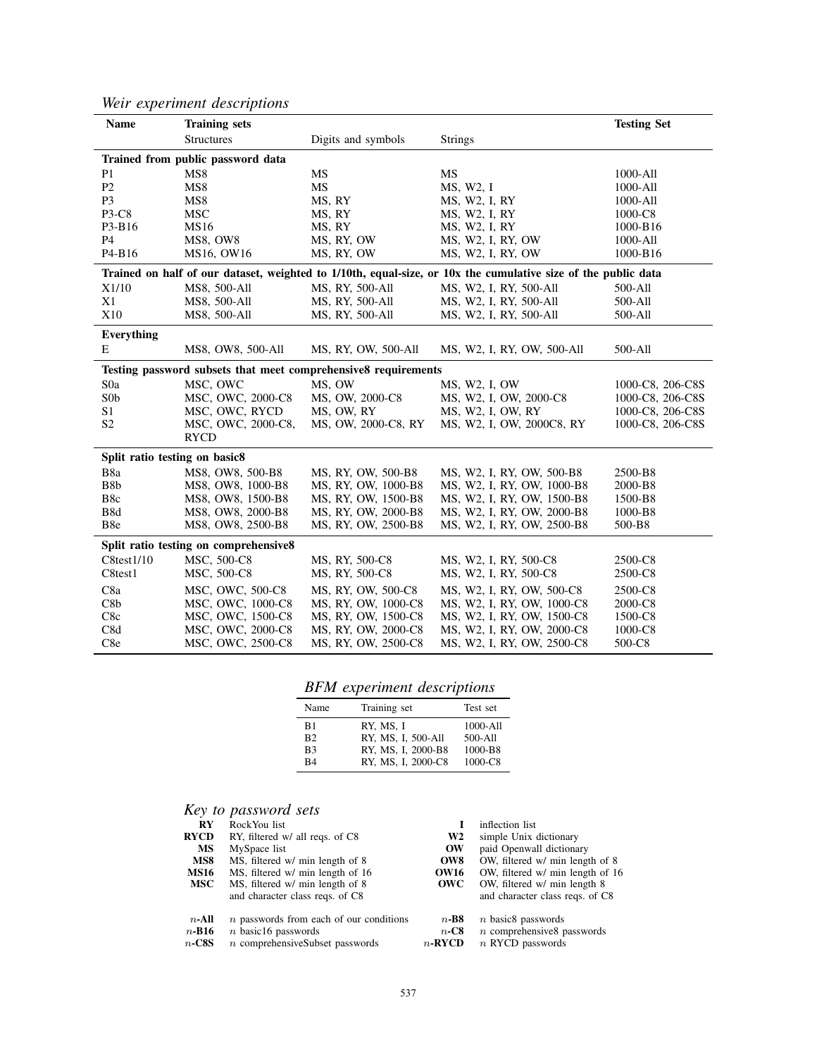*Weir experiment descriptions*

| Name | Training sets | | | Testing Set |
|---|---|---|---|---|
| | Structures | Digits and symbols | Strings | |
| **Trained from public password data** | | | | |
| P1 | MS8 | MS | MS | 1000-All |
| P2 | MS8 | MS | MS, W2, I | 1000-All |
| P3 | MS8 | MS, RY | MS, W2, I, RY | 1000-All |
| P3-C8 | MSC | MS, RY | MS, W2, I, RY | 1000-C8 |
| P3-B16 | MS16 | MS, RY | MS, W2, I, RY | 1000-B16 |
| P4 | MS8, OW8 | MS, RY, OW | MS, W2, I, RY, OW | 1000-All |
| P4-B16 | MS16, OW16 | MS, RY, OW | MS, W2, I, RY, OW | 1000-B16 |
| **Trained on half of our dataset, weighted to 1/10th, equal-size, or 10x the cumulative size of the public data** | | | | |
| X1/10 | MS8, 500-All | MS, RY, 500-All | MS, W2, I, RY, 500-All | 500-All |
| X1 | MS8, 500-All | MS, RY, 500-All | MS, W2, I, RY, 500-All | 500-All |
| X10 | MS8, 500-All | MS, RY, 500-All | MS, W2, I, RY, 500-All | 500-All |
| **Everything** | | | | |
| E | MS8, OW8, 500-All | MS, RY, OW, 500-All | MS, W2, I, RY, OW, 500-All | 500-All |
| **Testing password subsets that meet comprehensive8 requirements** | | | | |
| S0a | MSC, OWC | MS, OW | MS, W2, I, OW | 1000-C8, 206-C8S |
| S0b | MSC, OWC, 2000-C8 | MS, OW, 2000-C8 | MS, W2, I, OW, 2000-C8 | 1000-C8, 206-C8S |
| S1 | MSC, OWC, RYCD | MS, OW, RY | MS, W2, I, OW, RY | 1000-C8, 206-C8S |
| S2 | MSC, OWC, 2000-C8, RYCD | MS, OW, 2000-C8, RY | MS, W2, I, OW, 2000C8, RY | 1000-C8, 206-C8S |
| **Split ratio testing on basic8** | | | | |
| B8a | MS8, OW8, 500-B8 | MS, RY, OW, 500-B8 | MS, W2, I, RY, OW, 500-B8 | 2500-B8 |
| B8b | MS8, OW8, 1000-B8 | MS, RY, OW, 1000-B8 | MS, W2, I, RY, OW, 1000-B8 | 2000-B8 |
| B8c | MS8, OW8, 1500-B8 | MS, RY, OW, 1500-B8 | MS, W2, I, RY, OW, 1500-B8 | 1500-B8 |
| B8d | MS8, OW8, 2000-B8 | MS, RY, OW, 2000-B8 | MS, W2, I, RY, OW, 2000-B8 | 1000-B8 |
| B8e | MS8, OW8, 2500-B8 | MS, RY, OW, 2500-B8 | MS, W2, I, RY, OW, 2500-B8 | 500-B8 |
| **Split ratio testing on comprehensive8** | | | | |
| C8test1/10 | MSC, 500-C8 | MS, RY, 500-C8 | MS, W2, I, RY, 500-C8 | 2500-C8 |
| C8test1 | MSC, 500-C8 | MS, RY, 500-C8 | MS, W2, I, RY, 500-C8 | 2500-C8 |
| C8a | MSC, OWC, 500-C8 | MS, RY, OW, 500-C8 | MS, W2, I, RY, OW, 500-C8 | 2500-C8 |
| C8b | MSC, OWC, 1000-C8 | MS, RY, OW, 1000-C8 | MS, W2, I, RY, OW, 1000-C8 | 2000-C8 |
| C8c | MSC, OWC, 1500-C8 | MS, RY, OW, 1500-C8 | MS, W2, I, RY, OW, 1500-C8 | 1500-C8 |
| C8d | MSC, OWC, 2000-C8 | MS, RY, OW, 2000-C8 | MS, W2, I, RY, OW, 2000-C8 | 1000-C8 |
| C8e | MSC, OWC, 2500-C8 | MS, RY, OW, 2500-C8 | MS, W2, I, RY, OW, 2500-C8 | 500-C8 |

*BFM experiment descriptions*

| Name | Training set | Test set |
|---|---|---|
| B1 | RY, MS, I | 1000-All |
| B2 | RY, MS, I, 500-All | 500-All |
| B3 | RY, MS, I, 2000-B8 | 1000-B8 |
| B4 | RY, MS, I, 2000-C8 | 1000-C8 |

*Key to password sets*

| | | | |
|---|---|---|---|
| **RY** | RockYou list | **I** | inflection list |
| **RYCD** | RY, filtered w/ all reqs. of C8 | **W2** | simple Unix dictionary |
| **MS** | MySpace list | **OW** | paid Openwall dictionary |
| **MS8** | MS, filtered w/ min length of 8 | **OW8** | OW, filtered w/ min length of 8 |
| **MS16** | MS, filtered w/ min length of 16 | **OW16** | OW, filtered w/ min length of 16 |
| **MSC** | MS, filtered w/ min length of 8 and character class reqs. of C8 | **OWC** | OW, filtered w/ min length 8 and character class reqs. of C8 |
| $n$-**All** | $n$ passwords from each of our conditions | $n$-**B8** | $n$ basic8 passwords |
| $n$-**B16** | $n$ basic16 passwords | $n$-**C8** | $n$ comprehensive8 passwords |
| $n$-**C8S** | $n$ comprehensiveSubset passwords | $n$-**RYCD** | $n$ RYCD passwords |